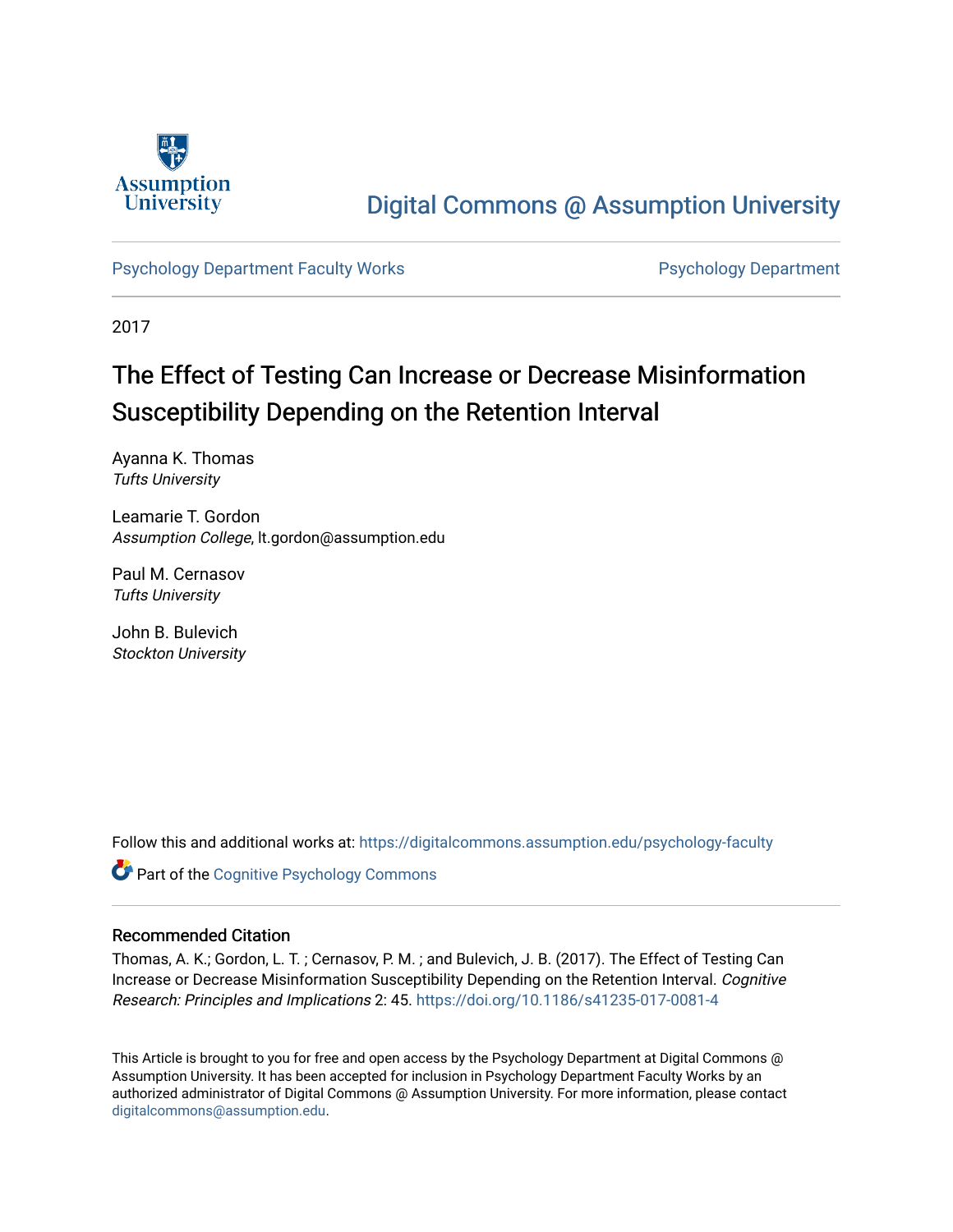Assumption University

# Digital Commons @ Assumption University

Psychology Department Faculty Works | Psychology Department

2017

# The Effect of Testing Can Increase or Decrease Misinformation Susceptibility Depending on the Retention Interval

Ayanna K. Thomas
*Tufts University*

Leamarie T. Gordon
*Assumption College*, lt.gordon@assumption.edu

Paul M. Cernasov
*Tufts University*

John B. Bulevich
*Stockton University*

Follow this and additional works at: https://digitalcommons.assumption.edu/psychology-faculty

Part of the Cognitive Psychology Commons

## Recommended Citation

Thomas, A. K.; Gordon, L. T. ; Cernasov, P. M. ; and Bulevich, J. B. (2017). The Effect of Testing Can Increase or Decrease Misinformation Susceptibility Depending on the Retention Interval. *Cognitive Research: Principles and Implications* 2: 45. https://doi.org/10.1186/s41235-017-0081-4

This Article is brought to you for free and open access by the Psychology Department at Digital Commons @ Assumption University. It has been accepted for inclusion in Psychology Department Faculty Works by an authorized administrator of Digital Commons @ Assumption University. For more information, please contact digitalcommons@assumption.edu.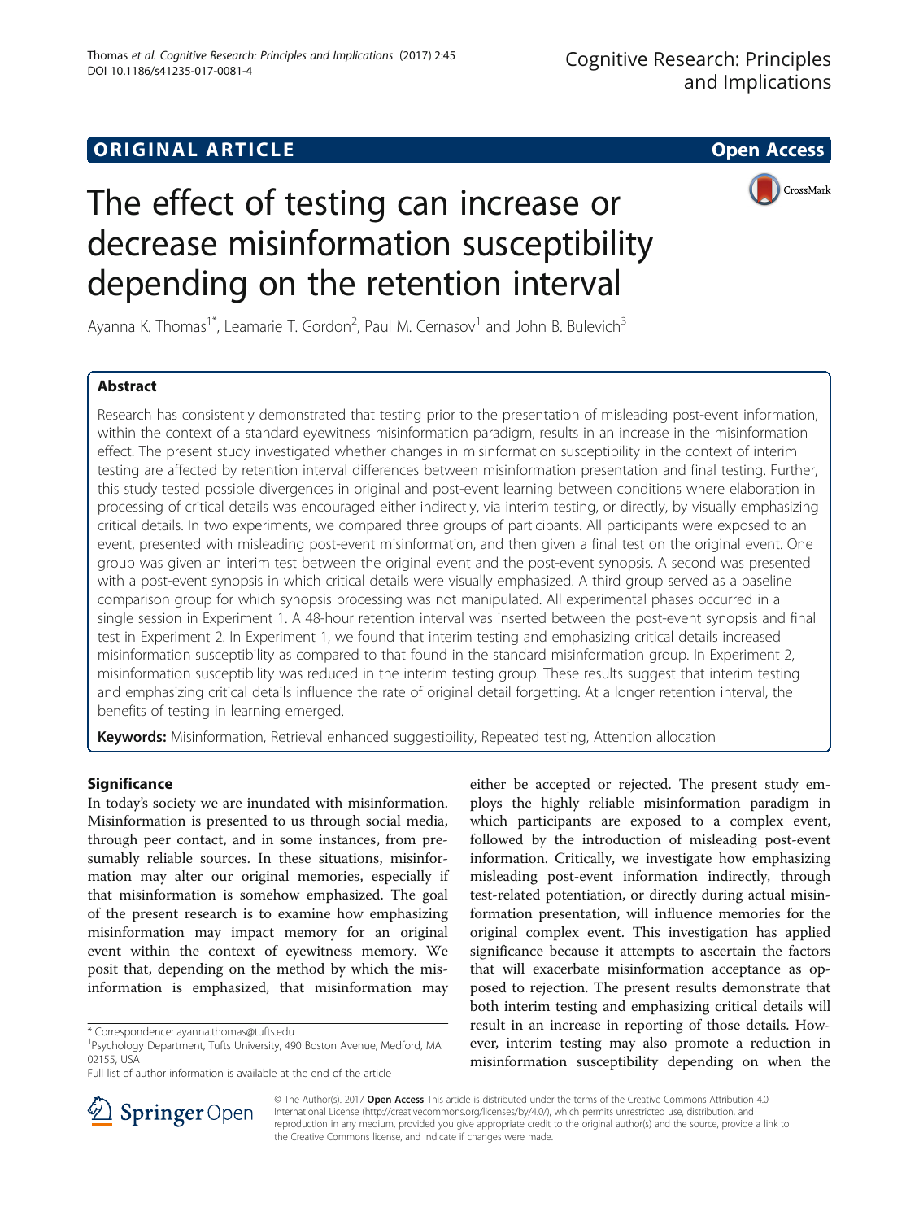# The effect of testing can increase or decrease misinformation susceptibility depending on the retention interval

Ayanna K. Thomas[1*], Leamarie T. Gordon[2], Paul M. Cernasov[1] and John B. Bulevich[3]

## Abstract

Research has consistently demonstrated that testing prior to the presentation of misleading post-event information, within the context of a standard eyewitness misinformation paradigm, results in an increase in the misinformation effect. The present study investigated whether changes in misinformation susceptibility in the context of interim testing are affected by retention interval differences between misinformation presentation and final testing. Further, this study tested possible divergences in original and post-event learning between conditions where elaboration in processing of critical details was encouraged either indirectly, via interim testing, or directly, by visually emphasizing critical details. In two experiments, we compared three groups of participants. All participants were exposed to an event, presented with misleading post-event misinformation, and then given a final test on the original event. One group was given an interim test between the original event and the post-event synopsis. A second was presented with a post-event synopsis in which critical details were visually emphasized. A third group served as a baseline comparison group for which synopsis processing was not manipulated. All experimental phases occurred in a single session in Experiment 1. A 48-hour retention interval was inserted between the post-event synopsis and final test in Experiment 2. In Experiment 1, we found that interim testing and emphasizing critical details increased misinformation susceptibility as compared to that found in the standard misinformation group. In Experiment 2, misinformation susceptibility was reduced in the interim testing group. These results suggest that interim testing and emphasizing critical details influence the rate of original detail forgetting. At a longer retention interval, the benefits of testing in learning emerged.

**Keywords:** Misinformation, Retrieval enhanced suggestibility, Repeated testing, Attention allocation

## Significance

In today's society we are inundated with misinformation. Misinformation is presented to us through social media, through peer contact, and in some instances, from presumably reliable sources. In these situations, misinformation may alter our original memories, especially if that misinformation is somehow emphasized. The goal of the present research is to examine how emphasizing misinformation may impact memory for an original event within the context of eyewitness memory. We posit that, depending on the method by which the misinformation is emphasized, that misinformation may either be accepted or rejected. The present study employs the highly reliable misinformation paradigm in which participants are exposed to a complex event, followed by the introduction of misleading post-event information. Critically, we investigate how emphasizing misleading post-event information indirectly, through test-related potentiation, or directly during actual misinformation presentation, will influence memories for the original complex event. This investigation has applied significance because it attempts to ascertain the factors that will exacerbate misinformation acceptance as opposed to rejection. The present results demonstrate that both interim testing and emphasizing critical details will result in an increase in reporting of those details. However, interim testing may also promote a reduction in misinformation susceptibility depending on when the

\* Correspondence: ayanna.thomas@tufts.edu

[1]Psychology Department, Tufts University, 490 Boston Avenue, Medford, MA 02155, USA

Full list of author information is available at the end of the article

© The Author(s). 2017 **Open Access** This article is distributed under the terms of the Creative Commons Attribution 4.0 International License (http://creativecommons.org/licenses/by/4.0/), which permits unrestricted use, distribution, and reproduction in any medium, provided you give appropriate credit to the original author(s) and the source, provide a link to the Creative Commons license, and indicate if changes were made.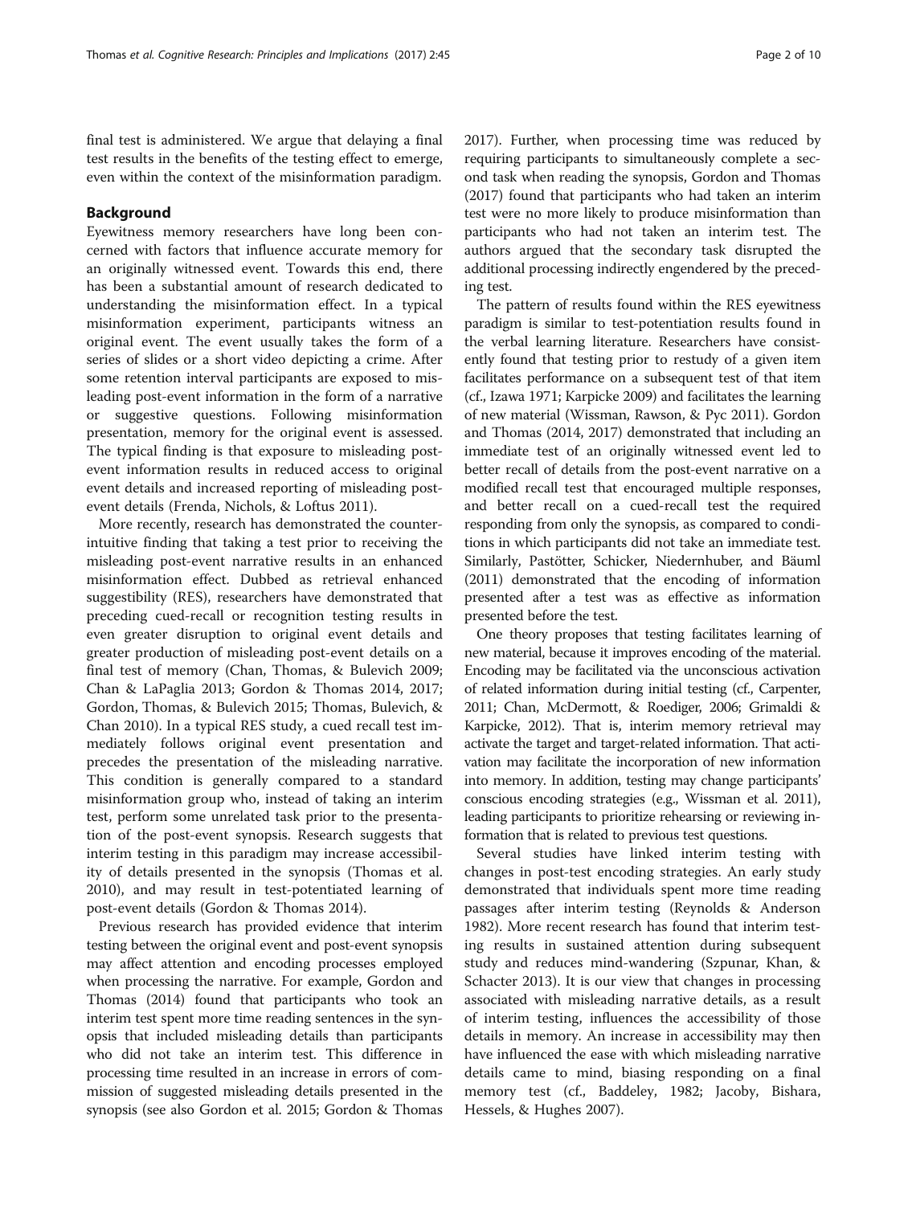final test is administered. We argue that delaying a final test results in the benefits of the testing effect to emerge, even within the context of the misinformation paradigm.

## Background

Eyewitness memory researchers have long been concerned with factors that influence accurate memory for an originally witnessed event. Towards this end, there has been a substantial amount of research dedicated to understanding the misinformation effect. In a typical misinformation experiment, participants witness an original event. The event usually takes the form of a series of slides or a short video depicting a crime. After some retention interval participants are exposed to misleading post-event information in the form of a narrative or suggestive questions. Following misinformation presentation, memory for the original event is assessed. The typical finding is that exposure to misleading post-event information results in reduced access to original event details and increased reporting of misleading post-event details (Frenda, Nichols, & Loftus 2011).

More recently, research has demonstrated the counter-intuitive finding that taking a test prior to receiving the misleading post-event narrative results in an enhanced misinformation effect. Dubbed as retrieval enhanced suggestibility (RES), researchers have demonstrated that preceding cued-recall or recognition testing results in even greater disruption to original event details and greater production of misleading post-event details on a final test of memory (Chan, Thomas, & Bulevich 2009; Chan & LaPaglia 2013; Gordon & Thomas 2014, 2017; Gordon, Thomas, & Bulevich 2015; Thomas, Bulevich, & Chan 2010). In a typical RES study, a cued recall test immediately follows original event presentation and precedes the presentation of the misleading narrative. This condition is generally compared to a standard misinformation group who, instead of taking an interim test, perform some unrelated task prior to the presentation of the post-event synopsis. Research suggests that interim testing in this paradigm may increase accessibility of details presented in the synopsis (Thomas et al. 2010), and may result in test-potentiated learning of post-event details (Gordon & Thomas 2014).

Previous research has provided evidence that interim testing between the original event and post-event synopsis may affect attention and encoding processes employed when processing the narrative. For example, Gordon and Thomas (2014) found that participants who took an interim test spent more time reading sentences in the synopsis that included misleading details than participants who did not take an interim test. This difference in processing time resulted in an increase in errors of commission of suggested misleading details presented in the synopsis (see also Gordon et al. 2015; Gordon & Thomas 2017). Further, when processing time was reduced by requiring participants to simultaneously complete a second task when reading the synopsis, Gordon and Thomas (2017) found that participants who had taken an interim test were no more likely to produce misinformation than participants who had not taken an interim test. The authors argued that the secondary task disrupted the additional processing indirectly engendered by the preceding test.

The pattern of results found within the RES eyewitness paradigm is similar to test-potentiation results found in the verbal learning literature. Researchers have consistently found that testing prior to restudy of a given item facilitates performance on a subsequent test of that item (cf., Izawa 1971; Karpicke 2009) and facilitates the learning of new material (Wissman, Rawson, & Pyc 2011). Gordon and Thomas (2014, 2017) demonstrated that including an immediate test of an originally witnessed event led to better recall of details from the post-event narrative on a modified recall test that encouraged multiple responses, and better recall on a cued-recall test the required responding from only the synopsis, as compared to conditions in which participants did not take an immediate test. Similarly, Pastötter, Schicker, Niedernhuber, and Bäuml (2011) demonstrated that the encoding of information presented after a test was as effective as information presented before the test.

One theory proposes that testing facilitates learning of new material, because it improves encoding of the material. Encoding may be facilitated via the unconscious activation of related information during initial testing (cf., Carpenter, 2011; Chan, McDermott, & Roediger, 2006; Grimaldi & Karpicke, 2012). That is, interim memory retrieval may activate the target and target-related information. That activation may facilitate the incorporation of new information into memory. In addition, testing may change participants' conscious encoding strategies (e.g., Wissman et al. 2011), leading participants to prioritize rehearsing or reviewing information that is related to previous test questions.

Several studies have linked interim testing with changes in post-test encoding strategies. An early study demonstrated that individuals spent more time reading passages after interim testing (Reynolds & Anderson 1982). More recent research has found that interim testing results in sustained attention during subsequent study and reduces mind-wandering (Szpunar, Khan, & Schacter 2013). It is our view that changes in processing associated with misleading narrative details, as a result of interim testing, influences the accessibility of those details in memory. An increase in accessibility may then have influenced the ease with which misleading narrative details came to mind, biasing responding on a final memory test (cf., Baddeley, 1982; Jacoby, Bishara, Hessels, & Hughes 2007).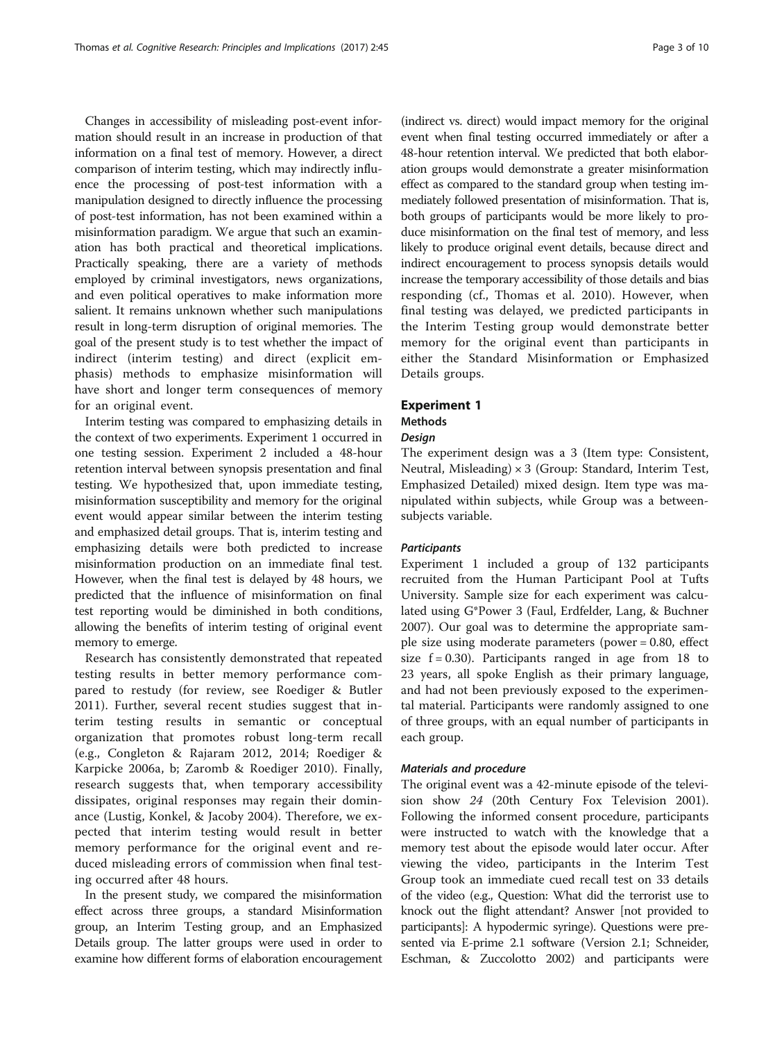Changes in accessibility of misleading post-event information should result in an increase in production of that information on a final test of memory. However, a direct comparison of interim testing, which may indirectly influence the processing of post-test information with a manipulation designed to directly influence the processing of post-test information, has not been examined within a misinformation paradigm. We argue that such an examination has both practical and theoretical implications. Practically speaking, there are a variety of methods employed by criminal investigators, news organizations, and even political operatives to make information more salient. It remains unknown whether such manipulations result in long-term disruption of original memories. The goal of the present study is to test whether the impact of indirect (interim testing) and direct (explicit emphasis) methods to emphasize misinformation will have short and longer term consequences of memory for an original event.

Interim testing was compared to emphasizing details in the context of two experiments. Experiment 1 occurred in one testing session. Experiment 2 included a 48-hour retention interval between synopsis presentation and final testing. We hypothesized that, upon immediate testing, misinformation susceptibility and memory for the original event would appear similar between the interim testing and emphasized detail groups. That is, interim testing and emphasizing details were both predicted to increase misinformation production on an immediate final test. However, when the final test is delayed by 48 hours, we predicted that the influence of misinformation on final test reporting would be diminished in both conditions, allowing the benefits of interim testing of original event memory to emerge.

Research has consistently demonstrated that repeated testing results in better memory performance compared to restudy (for review, see Roediger & Butler 2011). Further, several recent studies suggest that interim testing results in semantic or conceptual organization that promotes robust long-term recall (e.g., Congleton & Rajaram 2012, 2014; Roediger & Karpicke 2006a, b; Zaromb & Roediger 2010). Finally, research suggests that, when temporary accessibility dissipates, original responses may regain their dominance (Lustig, Konkel, & Jacoby 2004). Therefore, we expected that interim testing would result in better memory performance for the original event and reduced misleading errors of commission when final testing occurred after 48 hours.

In the present study, we compared the misinformation effect across three groups, a standard Misinformation group, an Interim Testing group, and an Emphasized Details group. The latter groups were used in order to examine how different forms of elaboration encouragement (indirect vs. direct) would impact memory for the original event when final testing occurred immediately or after a 48-hour retention interval. We predicted that both elaboration groups would demonstrate a greater misinformation effect as compared to the standard group when testing immediately followed presentation of misinformation. That is, both groups of participants would be more likely to produce misinformation on the final test of memory, and less likely to produce original event details, because direct and indirect encouragement to process synopsis details would increase the temporary accessibility of those details and bias responding (cf., Thomas et al. 2010). However, when final testing was delayed, we predicted participants in the Interim Testing group would demonstrate better memory for the original event than participants in either the Standard Misinformation or Emphasized Details groups.

## Experiment 1

### Methods

#### *Design*

The experiment design was a 3 (Item type: Consistent, Neutral, Misleading) × 3 (Group: Standard, Interim Test, Emphasized Detailed) mixed design. Item type was manipulated within subjects, while Group was a between-subjects variable.

#### *Participants*

Experiment 1 included a group of 132 participants recruited from the Human Participant Pool at Tufts University. Sample size for each experiment was calculated using G*Power 3 (Faul, Erdfelder, Lang, & Buchner 2007). Our goal was to determine the appropriate sample size using moderate parameters (power = 0.80, effect size f = 0.30). Participants ranged in age from 18 to 23 years, all spoke English as their primary language, and had not been previously exposed to the experimental material. Participants were randomly assigned to one of three groups, with an equal number of participants in each group.

#### *Materials and procedure*

The original event was a 42-minute episode of the television show *24* (20th Century Fox Television 2001). Following the informed consent procedure, participants were instructed to watch with the knowledge that a memory test about the episode would later occur. After viewing the video, participants in the Interim Test Group took an immediate cued recall test on 33 details of the video (e.g., Question: What did the terrorist use to knock out the flight attendant? Answer [not provided to participants]: A hypodermic syringe). Questions were presented via E-prime 2.1 software (Version 2.1; Schneider, Eschman, & Zuccolotto 2002) and participants were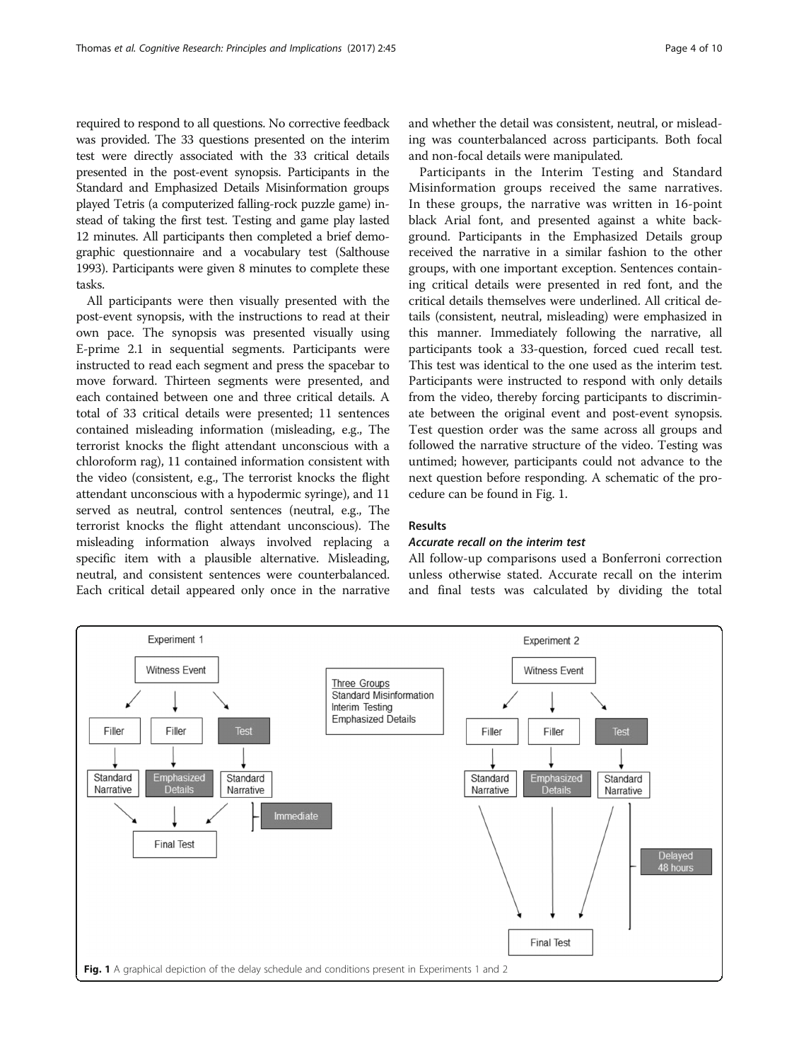required to respond to all questions. No corrective feedback was provided. The 33 questions presented on the interim test were directly associated with the 33 critical details presented in the post-event synopsis. Participants in the Standard and Emphasized Details Misinformation groups played Tetris (a computerized falling-rock puzzle game) instead of taking the first test. Testing and game play lasted 12 minutes. All participants then completed a brief demographic questionnaire and a vocabulary test (Salthouse 1993). Participants were given 8 minutes to complete these tasks.

All participants were then visually presented with the post-event synopsis, with the instructions to read at their own pace. The synopsis was presented visually using E-prime 2.1 in sequential segments. Participants were instructed to read each segment and press the spacebar to move forward. Thirteen segments were presented, and each contained between one and three critical details. A total of 33 critical details were presented; 11 sentences contained misleading information (misleading, e.g., The terrorist knocks the flight attendant unconscious with a chloroform rag), 11 contained information consistent with the video (consistent, e.g., The terrorist knocks the flight attendant unconscious with a hypodermic syringe), and 11 served as neutral, control sentences (neutral, e.g., The terrorist knocks the flight attendant unconscious). The misleading information always involved replacing a specific item with a plausible alternative. Misleading, neutral, and consistent sentences were counterbalanced. Each critical detail appeared only once in the narrative and whether the detail was consistent, neutral, or misleading was counterbalanced across participants. Both focal and non-focal details were manipulated.

Participants in the Interim Testing and Standard Misinformation groups received the same narratives. In these groups, the narrative was written in 16-point black Arial font, and presented against a white background. Participants in the Emphasized Details group received the narrative in a similar fashion to the other groups, with one important exception. Sentences containing critical details were presented in red font, and the critical details themselves were underlined. All critical details (consistent, neutral, misleading) were emphasized in this manner. Immediately following the narrative, all participants took a 33-question, forced cued recall test. This test was identical to the one used as the interim test. Participants were instructed to respond with only details from the video, thereby forcing participants to discriminate between the original event and post-event synopsis. Test question order was the same across all groups and followed the narrative structure of the video. Testing was untimed; however, participants could not advance to the next question before responding. A schematic of the procedure can be found in Fig. 1.

## Results

### *Accurate recall on the interim test*

All follow-up comparisons used a Bonferroni correction unless otherwise stated. Accurate recall on the interim and final tests was calculated by dividing the total

**Fig. 1** A graphical depiction of the delay schedule and conditions present in Experiments 1 and 2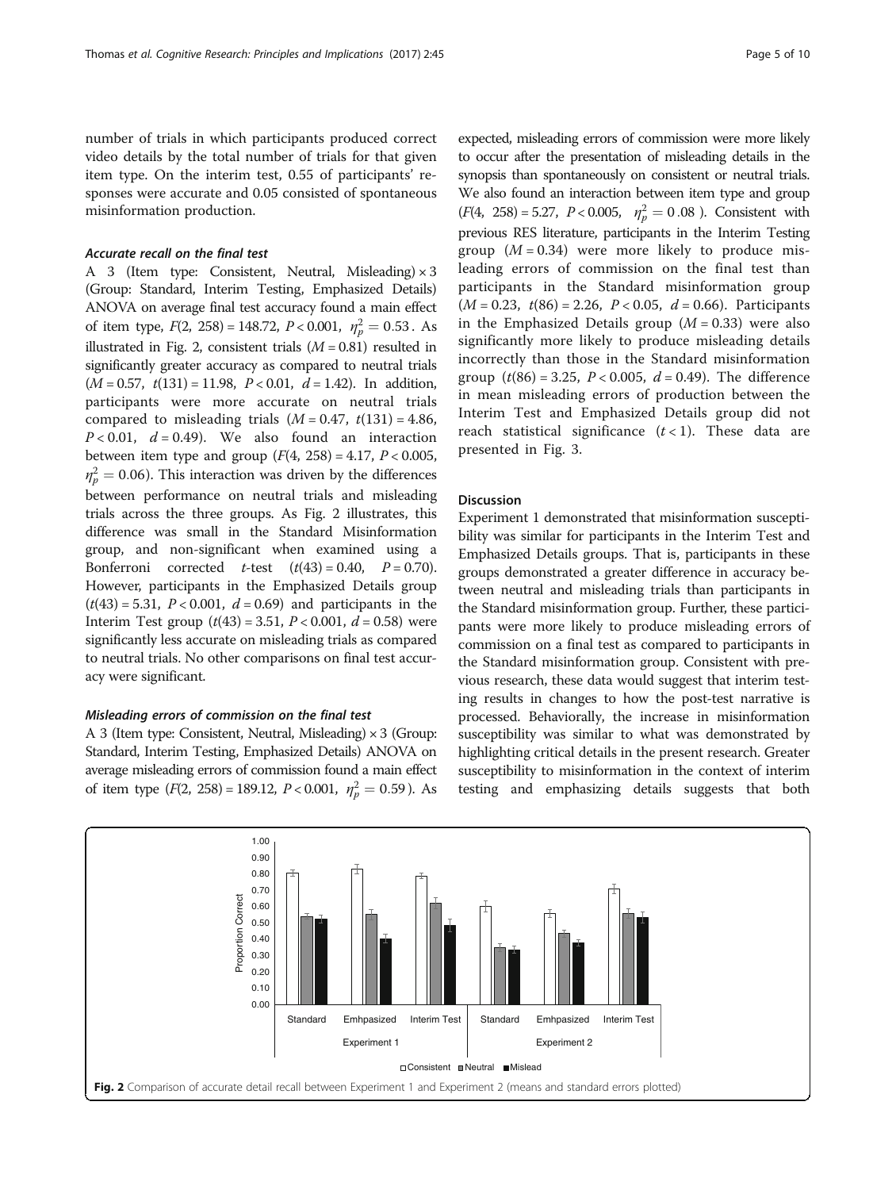number of trials in which participants produced correct video details by the total number of trials for that given item type. On the interim test, 0.55 of participants' responses were accurate and 0.05 consisted of spontaneous misinformation production.

#### Accurate recall on the final test

A 3 (Item type: Consistent, Neutral, Misleading) × 3 (Group: Standard, Interim Testing, Emphasized Details) ANOVA on average final test accuracy found a main effect of item type, $F(2, 258) = 148.72$, $P < 0.001$, $\eta_p^2 = 0.53$. As illustrated in Fig. 2, consistent trials ($M = 0.81$) resulted in significantly greater accuracy as compared to neutral trials ($M = 0.57$, $t(131) = 11.98$, $P < 0.01$, $d = 1.42$). In addition, participants were more accurate on neutral trials compared to misleading trials ($M = 0.47$, $t(131) = 4.86$, $P < 0.01$, $d = 0.49$). We also found an interaction between item type and group ($F(4, 258) = 4.17$, $P < 0.005$, $\eta_p^2 = 0.06$). This interaction was driven by the differences between performance on neutral trials and misleading trials across the three groups. As Fig. 2 illustrates, this difference was small in the Standard Misinformation group, and non-significant when examined using a Bonferroni corrected *t*-test ($t(43) = 0.40$, $P = 0.70$). However, participants in the Emphasized Details group ($t(43) = 5.31$, $P < 0.001$, $d = 0.69$) and participants in the Interim Test group ($t(43) = 3.51$, $P < 0.001$, $d = 0.58$) were significantly less accurate on misleading trials as compared to neutral trials. No other comparisons on final test accuracy were significant.

#### Misleading errors of commission on the final test

A 3 (Item type: Consistent, Neutral, Misleading) × 3 (Group: Standard, Interim Testing, Emphasized Details) ANOVA on average misleading errors of commission found a main effect of item type ($F(2, 258) = 189.12$, $P < 0.001$, $\eta_p^2 = 0.59$). As expected, misleading errors of commission were more likely to occur after the presentation of misleading details in the synopsis than spontaneously on consistent or neutral trials. We also found an interaction between item type and group ($F(4, 258) = 5.27$, $P < 0.005$, $\eta_p^2 = 0.08$). Consistent with previous RES literature, participants in the Interim Testing group ($M = 0.34$) were more likely to produce misleading errors of commission on the final test than participants in the Standard misinformation group ($M = 0.23$, $t(86) = 2.26$, $P < 0.05$, $d = 0.66$). Participants in the Emphasized Details group ($M = 0.33$) were also significantly more likely to produce misleading details incorrectly than those in the Standard misinformation group ($t(86) = 3.25$, $P < 0.005$, $d = 0.49$). The difference in mean misleading errors of production between the Interim Test and Emphasized Details group did not reach statistical significance ($t < 1$). These data are presented in Fig. 3.

### Discussion

Experiment 1 demonstrated that misinformation susceptibility was similar for participants in the Interim Test and Emphasized Details groups. That is, participants in these groups demonstrated a greater difference in accuracy between neutral and misleading trials than participants in the Standard misinformation group. Further, these participants were more likely to produce misleading errors of commission on a final test as compared to participants in the Standard misinformation group. Consistent with previous research, these data would suggest that interim testing results in changes to how the post-test narrative is processed. Behaviorally, the increase in misinformation susceptibility was similar to what was demonstrated by highlighting critical details in the present research. Greater susceptibility to misinformation in the context of interim testing and emphasizing details suggests that both

**Fig. 2** Comparison of accurate detail recall between Experiment 1 and Experiment 2 (means and standard errors plotted)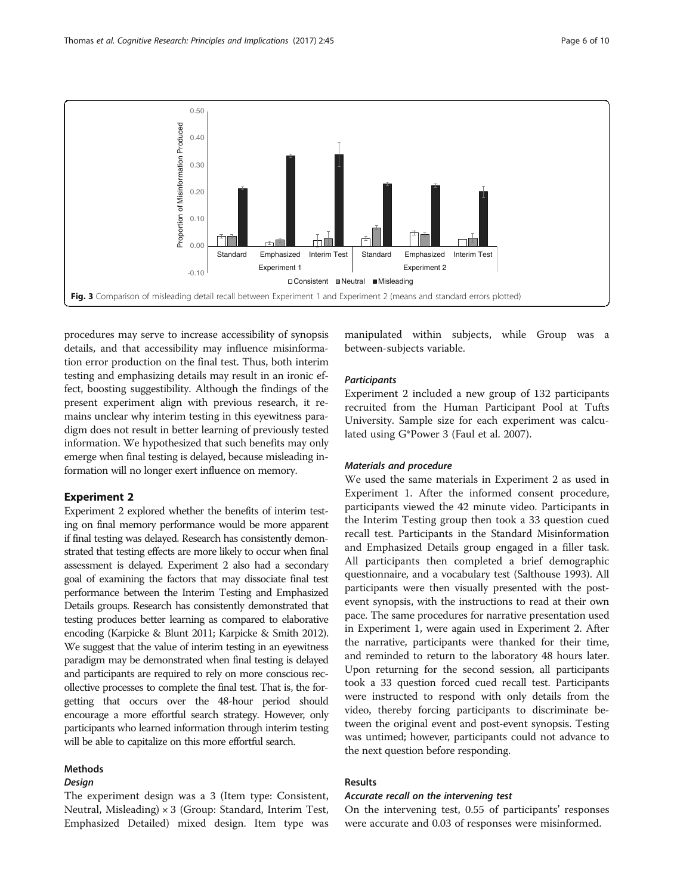Fig. 3 Comparison of misleading detail recall between Experiment 1 and Experiment 2 (means and standard errors plotted)

procedures may serve to increase accessibility of synopsis details, and that accessibility may influence misinformation error production on the final test. Thus, both interim testing and emphasizing details may result in an ironic effect, boosting suggestibility. Although the findings of the present experiment align with previous research, it remains unclear why interim testing in this eyewitness paradigm does not result in better learning of previously tested information. We hypothesized that such benefits may only emerge when final testing is delayed, because misleading information will no longer exert influence on memory.

## Experiment 2

Experiment 2 explored whether the benefits of interim testing on final memory performance would be more apparent if final testing was delayed. Research has consistently demonstrated that testing effects are more likely to occur when final assessment is delayed. Experiment 2 also had a secondary goal of examining the factors that may dissociate final test performance between the Interim Testing and Emphasized Details groups. Research has consistently demonstrated that testing produces better learning as compared to elaborative encoding (Karpicke & Blunt 2011; Karpicke & Smith 2012). We suggest that the value of interim testing in an eyewitness paradigm may be demonstrated when final testing is delayed and participants are required to rely on more conscious recollective processes to complete the final test. That is, the forgetting that occurs over the 48-hour period should encourage a more effortful search strategy. However, only participants who learned information through interim testing will be able to capitalize on this more effortful search.

### Methods

#### *Design*

The experiment design was a 3 (Item type: Consistent, Neutral, Misleading) × 3 (Group: Standard, Interim Test, Emphasized Detailed) mixed design. Item type was manipulated within subjects, while Group was a between-subjects variable.

#### *Participants*

Experiment 2 included a new group of 132 participants recruited from the Human Participant Pool at Tufts University. Sample size for each experiment was calculated using G*Power 3 (Faul et al. 2007).

#### *Materials and procedure*

We used the same materials in Experiment 2 as used in Experiment 1. After the informed consent procedure, participants viewed the 42 minute video. Participants in the Interim Testing group then took a 33 question cued recall test. Participants in the Standard Misinformation and Emphasized Details group engaged in a filler task. All participants then completed a brief demographic questionnaire, and a vocabulary test (Salthouse 1993). All participants were then visually presented with the post-event synopsis, with the instructions to read at their own pace. The same procedures for narrative presentation used in Experiment 1, were again used in Experiment 2. After the narrative, participants were thanked for their time, and reminded to return to the laboratory 48 hours later. Upon returning for the second session, all participants took a 33 question forced cued recall test. Participants were instructed to respond with only details from the video, thereby forcing participants to discriminate between the original event and post-event synopsis. Testing was untimed; however, participants could not advance to the next question before responding.

### Results

#### *Accurate recall on the intervening test*

On the intervening test, 0.55 of participants' responses were accurate and 0.03 of responses were misinformed.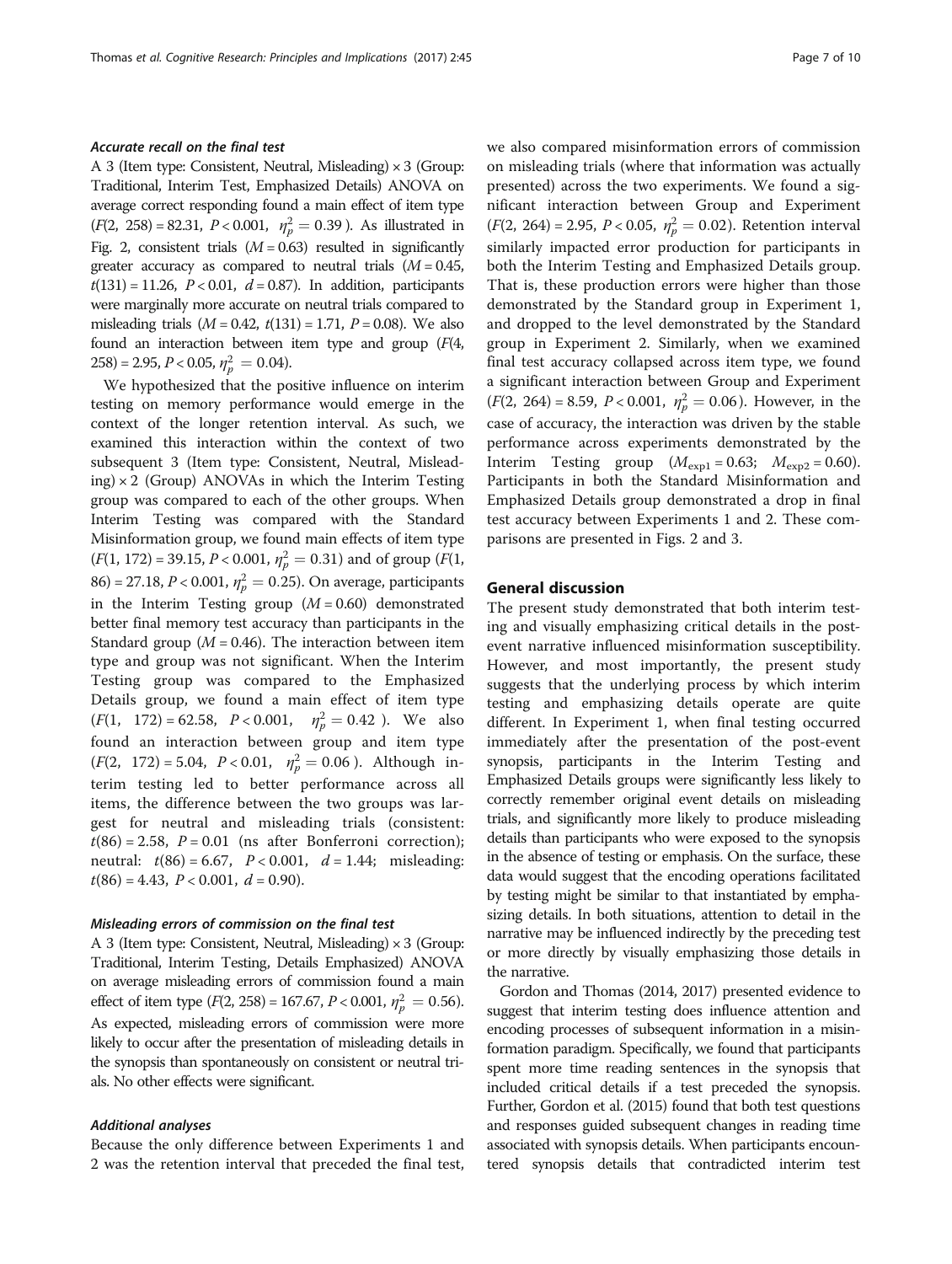#### Accurate recall on the final test

A 3 (Item type: Consistent, Neutral, Misleading) × 3 (Group: Traditional, Interim Test, Emphasized Details) ANOVA on average correct responding found a main effect of item type ($F(2, 258) = 82.31$, $P < 0.001$, $\eta_p^2 = 0.39$). As illustrated in Fig. 2, consistent trials ($M = 0.63$) resulted in significantly greater accuracy as compared to neutral trials ($M = 0.45$, $t(131) = 11.26$, $P < 0.01$, $d = 0.87$). In addition, participants were marginally more accurate on neutral trials compared to misleading trials ($M = 0.42$, $t(131) = 1.71$, $P = 0.08$). We also found an interaction between item type and group ($F(4, 258) = 2.95$, $P < 0.05$, $\eta_p^2 = 0.04$).

We hypothesized that the positive influence on interim testing on memory performance would emerge in the context of the longer retention interval. As such, we examined this interaction within the context of two subsequent 3 (Item type: Consistent, Neutral, Misleading) × 2 (Group) ANOVAs in which the Interim Testing group was compared to each of the other groups. When Interim Testing was compared with the Standard Misinformation group, we found main effects of item type ($F(1, 172) = 39.15$, $P < 0.001$, $\eta_p^2 = 0.31$) and of group ($F(1, 86) = 27.18$, $P < 0.001$, $\eta_p^2 = 0.25$). On average, participants in the Interim Testing group ($M = 0.60$) demonstrated better final memory test accuracy than participants in the Standard group ($M = 0.46$). The interaction between item type and group was not significant. When the Interim Testing group was compared to the Emphasized Details group, we found a main effect of item type ($F(1, 172) = 62.58$, $P < 0.001$, $\eta_p^2 = 0.42$). We also found an interaction between group and item type ($F(2, 172) = 5.04$, $P < 0.01$, $\eta_p^2 = 0.06$). Although interim testing led to better performance across all items, the difference between the two groups was largest for neutral and misleading trials (consistent: $t(86) = 2.58$, $P = 0.01$ (ns after Bonferroni correction); neutral: $t(86) = 6.67$, $P < 0.001$, $d = 1.44$; misleading: $t(86) = 4.43$, $P < 0.001$, $d = 0.90$).

#### Misleading errors of commission on the final test

A 3 (Item type: Consistent, Neutral, Misleading) × 3 (Group: Traditional, Interim Testing, Details Emphasized) ANOVA on average misleading errors of commission found a main effect of item type ($F(2, 258) = 167.67$, $P < 0.001$, $\eta_p^2 = 0.56$). As expected, misleading errors of commission were more likely to occur after the presentation of misleading details in the synopsis than spontaneously on consistent or neutral trials. No other effects were significant.

#### Additional analyses

Because the only difference between Experiments 1 and 2 was the retention interval that preceded the final test, we also compared misinformation errors of commission on misleading trials (where that information was actually presented) across the two experiments. We found a significant interaction between Group and Experiment ($F(2, 264) = 2.95$, $P < 0.05$, $\eta_p^2 = 0.02$). Retention interval similarly impacted error production for participants in both the Interim Testing and Emphasized Details group. That is, these production errors were higher than those demonstrated by the Standard group in Experiment 1, and dropped to the level demonstrated by the Standard group in Experiment 2. Similarly, when we examined final test accuracy collapsed across item type, we found a significant interaction between Group and Experiment ($F(2, 264) = 8.59$, $P < 0.001$, $\eta_p^2 = 0.06$). However, in the case of accuracy, the interaction was driven by the stable performance across experiments demonstrated by the Interim Testing group ($M_{exp1} = 0.63$; $M_{exp2} = 0.60$). Participants in both the Standard Misinformation and Emphasized Details group demonstrated a drop in final test accuracy between Experiments 1 and 2. These comparisons are presented in Figs. 2 and 3.

## General discussion

The present study demonstrated that both interim testing and visually emphasizing critical details in the post-event narrative influenced misinformation susceptibility. However, and most importantly, the present study suggests that the underlying process by which interim testing and emphasizing details operate are quite different. In Experiment 1, when final testing occurred immediately after the presentation of the post-event synopsis, participants in the Interim Testing and Emphasized Details groups were significantly less likely to correctly remember original event details on misleading trials, and significantly more likely to produce misleading details than participants who were exposed to the synopsis in the absence of testing or emphasis. On the surface, these data would suggest that the encoding operations facilitated by testing might be similar to that instantiated by emphasizing details. In both situations, attention to detail in the narrative may be influenced indirectly by the preceding test or more directly by visually emphasizing those details in the narrative.

Gordon and Thomas (2014, 2017) presented evidence to suggest that interim testing does influence attention and encoding processes of subsequent information in a misinformation paradigm. Specifically, we found that participants spent more time reading sentences in the synopsis that included critical details if a test preceded the synopsis. Further, Gordon et al. (2015) found that both test questions and responses guided subsequent changes in reading time associated with synopsis details. When participants encountered synopsis details that contradicted interim test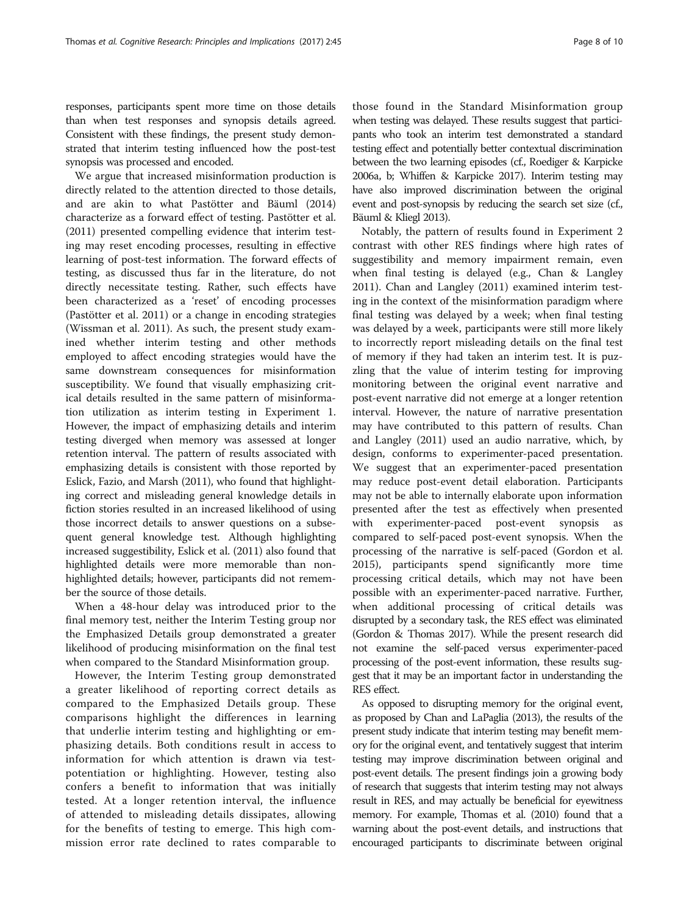responses, participants spent more time on those details than when test responses and synopsis details agreed. Consistent with these findings, the present study demonstrated that interim testing influenced how the post-test synopsis was processed and encoded.

We argue that increased misinformation production is directly related to the attention directed to those details, and are akin to what Pastötter and Bäuml (2014) characterize as a forward effect of testing. Pastötter et al. (2011) presented compelling evidence that interim testing may reset encoding processes, resulting in effective learning of post-test information. The forward effects of testing, as discussed thus far in the literature, do not directly necessitate testing. Rather, such effects have been characterized as a 'reset' of encoding processes (Pastötter et al. 2011) or a change in encoding strategies (Wissman et al. 2011). As such, the present study examined whether interim testing and other methods employed to affect encoding strategies would have the same downstream consequences for misinformation susceptibility. We found that visually emphasizing critical details resulted in the same pattern of misinformation utilization as interim testing in Experiment 1. However, the impact of emphasizing details and interim testing diverged when memory was assessed at longer retention interval. The pattern of results associated with emphasizing details is consistent with those reported by Eslick, Fazio, and Marsh (2011), who found that highlighting correct and misleading general knowledge details in fiction stories resulted in an increased likelihood of using those incorrect details to answer questions on a subsequent general knowledge test. Although highlighting increased suggestibility, Eslick et al. (2011) also found that highlighted details were more memorable than non-highlighted details; however, participants did not remember the source of those details.

When a 48-hour delay was introduced prior to the final memory test, neither the Interim Testing group nor the Emphasized Details group demonstrated a greater likelihood of producing misinformation on the final test when compared to the Standard Misinformation group.

However, the Interim Testing group demonstrated a greater likelihood of reporting correct details as compared to the Emphasized Details group. These comparisons highlight the differences in learning that underlie interim testing and highlighting or emphasizing details. Both conditions result in access to information for which attention is drawn via test-potentiation or highlighting. However, testing also confers a benefit to information that was initially tested. At a longer retention interval, the influence of attended to misleading details dissipates, allowing for the benefits of testing to emerge. This high commission error rate declined to rates comparable to those found in the Standard Misinformation group when testing was delayed. These results suggest that participants who took an interim test demonstrated a standard testing effect and potentially better contextual discrimination between the two learning episodes (cf., Roediger & Karpicke 2006a, b; Whiffen & Karpicke 2017). Interim testing may have also improved discrimination between the original event and post-synopsis by reducing the search set size (cf., Bäuml & Kliegl 2013).

Notably, the pattern of results found in Experiment 2 contrast with other RES findings where high rates of suggestibility and memory impairment remain, even when final testing is delayed (e.g., Chan & Langley 2011). Chan and Langley (2011) examined interim testing in the context of the misinformation paradigm where final testing was delayed by a week; when final testing was delayed by a week, participants were still more likely to incorrectly report misleading details on the final test of memory if they had taken an interim test. It is puzzling that the value of interim testing for improving monitoring between the original event narrative and post-event narrative did not emerge at a longer retention interval. However, the nature of narrative presentation may have contributed to this pattern of results. Chan and Langley (2011) used an audio narrative, which, by design, conforms to experimenter-paced presentation. We suggest that an experimenter-paced presentation may reduce post-event detail elaboration. Participants may not be able to internally elaborate upon information presented after the test as effectively when presented with experimenter-paced post-event synopsis as compared to self-paced post-event synopsis. When the processing of the narrative is self-paced (Gordon et al. 2015), participants spend significantly more time processing critical details, which may not have been possible with an experimenter-paced narrative. Further, when additional processing of critical details was disrupted by a secondary task, the RES effect was eliminated (Gordon & Thomas 2017). While the present research did not examine the self-paced versus experimenter-paced processing of the post-event information, these results suggest that it may be an important factor in understanding the RES effect.

As opposed to disrupting memory for the original event, as proposed by Chan and LaPaglia (2013), the results of the present study indicate that interim testing may benefit memory for the original event, and tentatively suggest that interim testing may improve discrimination between original and post-event details. The present findings join a growing body of research that suggests that interim testing may not always result in RES, and may actually be beneficial for eyewitness memory. For example, Thomas et al. (2010) found that a warning about the post-event details, and instructions that encouraged participants to discriminate between original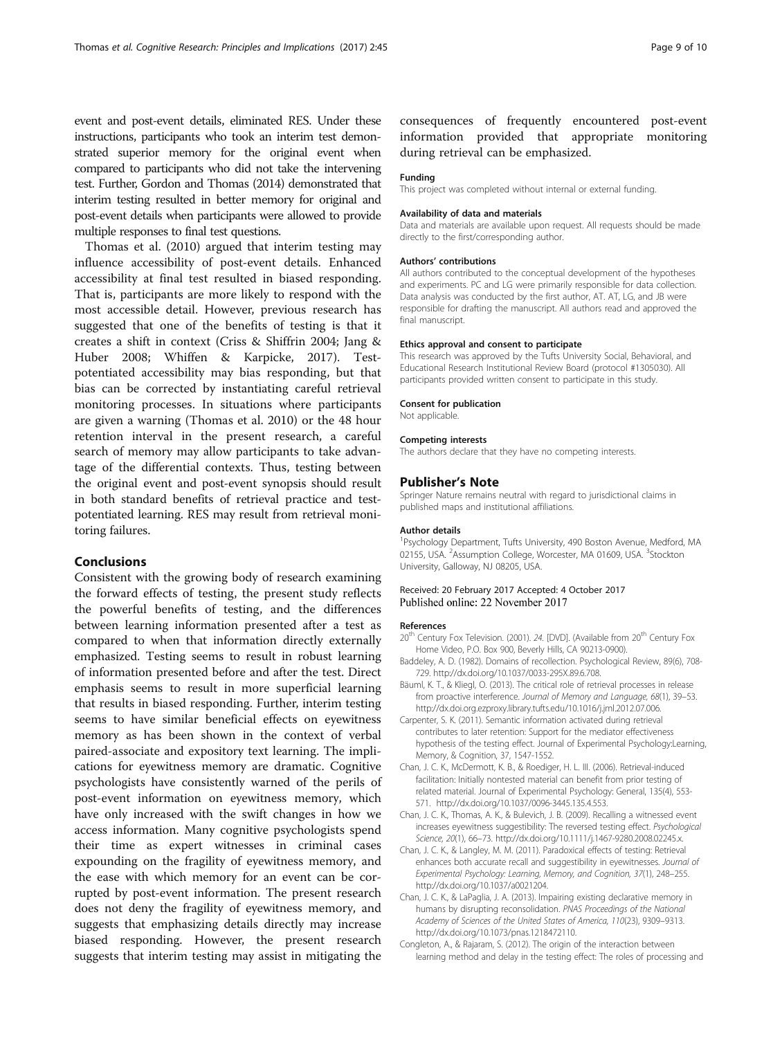event and post-event details, eliminated RES. Under these instructions, participants who took an interim test demonstrated superior memory for the original event when compared to participants who did not take the intervening test. Further, Gordon and Thomas (2014) demonstrated that interim testing resulted in better memory for original and post-event details when participants were allowed to provide multiple responses to final test questions.

Thomas et al. (2010) argued that interim testing may influence accessibility of post-event details. Enhanced accessibility at final test resulted in biased responding. That is, participants are more likely to respond with the most accessible detail. However, previous research has suggested that one of the benefits of testing is that it creates a shift in context (Criss & Shiffrin 2004; Jang & Huber 2008; Whiffen & Karpicke, 2017). Test-potentiated accessibility may bias responding, but that bias can be corrected by instantiating careful retrieval monitoring processes. In situations where participants are given a warning (Thomas et al. 2010) or the 48 hour retention interval in the present research, a careful search of memory may allow participants to take advantage of the differential contexts. Thus, testing between the original event and post-event synopsis should result in both standard benefits of retrieval practice and test-potentiated learning. RES may result from retrieval monitoring failures.

## Conclusions

Consistent with the growing body of research examining the forward effects of testing, the present study reflects the powerful benefits of testing, and the differences between learning information presented after a test as compared to when that information directly externally emphasized. Testing seems to result in robust learning of information presented before and after the test. Direct emphasis seems to result in more superficial learning that results in biased responding. Further, interim testing seems to have similar beneficial effects on eyewitness memory as has been shown in the context of verbal paired-associate and expository text learning. The implications for eyewitness memory are dramatic. Cognitive psychologists have consistently warned of the perils of post-event information on eyewitness memory, which have only increased with the swift changes in how we access information. Many cognitive psychologists spend their time as expert witnesses in criminal cases expounding on the fragility of eyewitness memory, and the ease with which memory for an event can be corrupted by post-event information. The present research does not deny the fragility of eyewitness memory, and suggests that emphasizing details directly may increase biased responding. However, the present research suggests that interim testing may assist in mitigating the consequences of frequently encountered post-event information provided that appropriate monitoring during retrieval can be emphasized.

#### Funding
This project was completed without internal or external funding.

#### Availability of data and materials
Data and materials are available upon request. All requests should be made directly to the first/corresponding author.

#### Authors' contributions
All authors contributed to the conceptual development of the hypotheses and experiments. PC and LG were primarily responsible for data collection. Data analysis was conducted by the first author, AT. AT, LG, and JB were responsible for drafting the manuscript. All authors read and approved the final manuscript.

#### Ethics approval and consent to participate
This research was approved by the Tufts University Social, Behavioral, and Educational Research Institutional Review Board (protocol #1305030). All participants provided written consent to participate in this study.

#### Consent for publication
Not applicable.

#### Competing interests
The authors declare that they have no competing interests.

### Publisher's Note
Springer Nature remains neutral with regard to jurisdictional claims in published maps and institutional affiliations.

#### Author details
[1]Psychology Department, Tufts University, 490 Boston Avenue, Medford, MA 02155, USA. [2]Assumption College, Worcester, MA 01609, USA. [3]Stockton University, Galloway, NJ 08205, USA.

Received: 20 February 2017 Accepted: 4 October 2017
Published online: 22 November 2017

#### References

20th Century Fox Television. (2001). *24*. [DVD]. (Available from 20th Century Fox Home Video, P.O. Box 900, Beverly Hills, CA 90213-0900).

Baddeley, A. D. (1982). Domains of recollection. Psychological Review, 89(6), 708-729. http://dx.doi.org/10.1037/0033-295X.89.6.708.

Bäuml, K. T., & Kliegl, O. (2013). The critical role of retrieval processes in release from proactive interference. *Journal of Memory and Language, 68*(1), 39–53. http://dx.doi.org.ezproxy.library.tufts.edu/10.1016/j.jml.2012.07.006.

Carpenter, S. K. (2011). Semantic information activated during retrieval contributes to later retention: Support for the mediator effectiveness hypothesis of the testing effect. Journal of Experimental Psychology:Learning, Memory, & Cognition, 37, 1547-1552.

Chan, J. C. K., McDermott, K. B., & Roediger, H. L. III. (2006). Retrieval-induced facilitation: Initially nontested material can benefit from prior testing of related material. Journal of Experimental Psychology: General, 135(4), 553-571. http://dx.doi.org/10.1037/0096-3445.135.4.553.

Chan, J. C. K., Thomas, A. K., & Bulevich, J. B. (2009). Recalling a witnessed event increases eyewitness suggestibility: The reversed testing effect. *Psychological Science, 20*(1), 66–73. http://dx.doi.org/10.1111/j.1467-9280.2008.02245.x.

Chan, J. C. K., & Langley, M. M. (2011). Paradoxical effects of testing: Retrieval enhances both accurate recall and suggestibility in eyewitnesses. *Journal of Experimental Psychology: Learning, Memory, and Cognition, 37*(1), 248–255. http://dx.doi.org/10.1037/a0021204.

Chan, J. C. K., & LaPaglia, J. A. (2013). Impairing existing declarative memory in humans by disrupting reconsolidation. *PNAS Proceedings of the National Academy of Sciences of the United States of America, 110*(23), 9309–9313. http://dx.doi.org/10.1073/pnas.1218472110.

Congleton, A., & Rajaram, S. (2012). The origin of the interaction between learning method and delay in the testing effect: The roles of processing and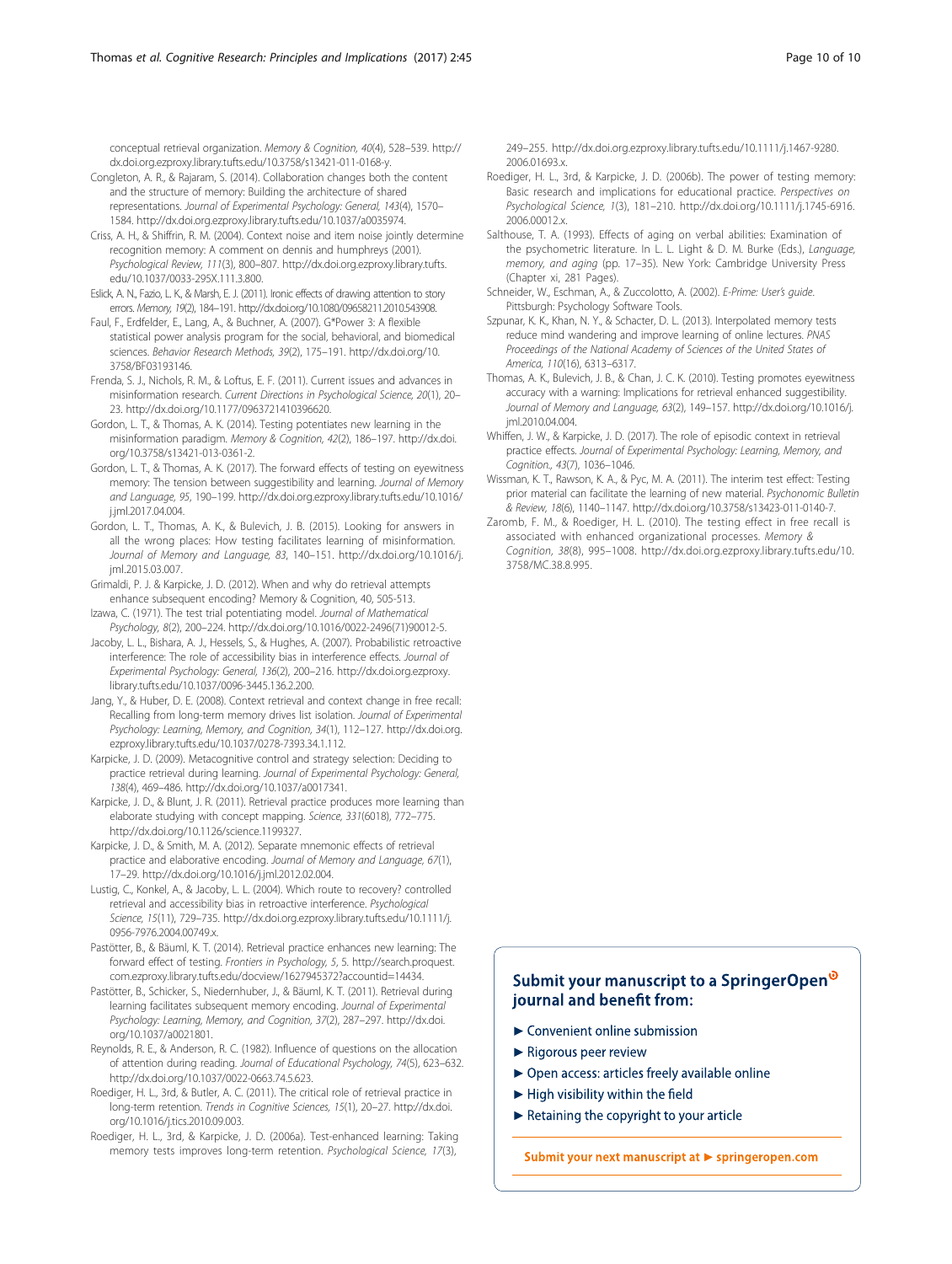conceptual retrieval organization. *Memory & Cognition, 40*(4), 528–539. http://dx.doi.org.ezproxy.library.tufts.edu/10.3758/s13421-011-0168-y.

Congleton, A. R., & Rajaram, S. (2014). Collaboration changes both the content and the structure of memory: Building the architecture of shared representations. *Journal of Experimental Psychology: General, 143*(4), 1570–1584. http://dx.doi.org.ezproxy.library.tufts.edu/10.1037/a0035974.

Criss, A. H., & Shiffrin, R. M. (2004). Context noise and item noise jointly determine recognition memory: A comment on dennis and humphreys (2001). *Psychological Review, 111*(3), 800–807. http://dx.doi.org.ezproxy.library.tufts.edu/10.1037/0033-295X.111.3.800.

Eslick, A. N., Fazio, L. K., & Marsh, E. J. (2011). Ironic effects of drawing attention to story errors. *Memory, 19*(2), 184–191. http://dx.doi.org/10.1080/09658211.2010.543908.

Faul, F., Erdfelder, E., Lang, A., & Buchner, A. (2007). G*Power 3: A flexible statistical power analysis program for the social, behavioral, and biomedical sciences. *Behavior Research Methods, 39*(2), 175–191. http://dx.doi.org/10.3758/BF03193146.

Frenda, S. J., Nichols, R. M., & Loftus, E. F. (2011). Current issues and advances in misinformation research. *Current Directions in Psychological Science, 20*(1), 20–23. http://dx.doi.org/10.1177/0963721410396620.

Gordon, L. T., & Thomas, A. K. (2014). Testing potentiates new learning in the misinformation paradigm. *Memory & Cognition, 42*(2), 186–197. http://dx.doi.org/10.3758/s13421-013-0361-2.

Gordon, L. T., & Thomas, A. K. (2017). The forward effects of testing on eyewitness memory: The tension between suggestibility and learning. *Journal of Memory and Language, 95*, 190–199. http://dx.doi.org.ezproxy.library.tufts.edu/10.1016/j.jml.2017.04.004.

Gordon, L. T., Thomas, A. K., & Bulevich, J. B. (2015). Looking for answers in all the wrong places: How testing facilitates learning of misinformation. *Journal of Memory and Language, 83*, 140–151. http://dx.doi.org/10.1016/j.jml.2015.03.007.

Grimaldi, P. J. & Karpicke, J. D. (2012). When and why do retrieval attempts enhance subsequent encoding? Memory & Cognition, 40, 505-513.

Izawa, C. (1971). The test trial potentiating model. *Journal of Mathematical Psychology, 8*(2), 200–224. http://dx.doi.org/10.1016/0022-2496(71)90012-5.

Jacoby, L. L., Bishara, A. J., Hessels, S., & Hughes, A. (2007). Probabilistic retroactive interference: The role of accessibility bias in interference effects. *Journal of Experimental Psychology: General, 136*(2), 200–216. http://dx.doi.org.ezproxy.library.tufts.edu/10.1037/0096-3445.136.2.200.

Jang, Y., & Huber, D. E. (2008). Context retrieval and context change in free recall: Recalling from long-term memory drives list isolation. *Journal of Experimental Psychology: Learning, Memory, and Cognition, 34*(1), 112–127. http://dx.doi.org.ezproxy.library.tufts.edu/10.1037/0278-7393.34.1.112.

Karpicke, J. D. (2009). Metacognitive control and strategy selection: Deciding to practice retrieval during learning. *Journal of Experimental Psychology: General, 138*(4), 469–486. http://dx.doi.org/10.1037/a0017341.

Karpicke, J. D., & Blunt, J. R. (2011). Retrieval practice produces more learning than elaborate studying with concept mapping. *Science, 331*(6018), 772–775. http://dx.doi.org/10.1126/science.1199327.

Karpicke, J. D., & Smith, M. A. (2012). Separate mnemonic effects of retrieval practice and elaborative encoding. *Journal of Memory and Language, 67*(1), 17–29. http://dx.doi.org/10.1016/j.jml.2012.02.004.

Lustig, C., Konkel, A., & Jacoby, L. L. (2004). Which route to recovery? controlled retrieval and accessibility bias in retroactive interference. *Psychological Science, 15*(11), 729–735. http://dx.doi.org.ezproxy.library.tufts.edu/10.1111/j.0956-7976.2004.00749.x.

Pastötter, B., & Bäuml, K. T. (2014). Retrieval practice enhances new learning: The forward effect of testing. *Frontiers in Psychology, 5*, 5. http://search.proquest.com.ezproxy.library.tufts.edu/docview/1627945372?accountid=14434.

Pastötter, B., Schicker, S., Niedernhuber, J., & Bäuml, K. T. (2011). Retrieval during learning facilitates subsequent memory encoding. *Journal of Experimental Psychology: Learning, Memory, and Cognition, 37*(2), 287–297. http://dx.doi.org/10.1037/a0021801.

Reynolds, R. E., & Anderson, R. C. (1982). Influence of questions on the allocation of attention during reading. *Journal of Educational Psychology, 74*(5), 623–632. http://dx.doi.org/10.1037/0022-0663.74.5.623.

Roediger, H. L., 3rd, & Butler, A. C. (2011). The critical role of retrieval practice in long-term retention. *Trends in Cognitive Sciences, 15*(1), 20–27. http://dx.doi.org/10.1016/j.tics.2010.09.003.

Roediger, H. L., 3rd, & Karpicke, J. D. (2006a). Test-enhanced learning: Taking memory tests improves long-term retention. *Psychological Science, 17*(3), 249–255. http://dx.doi.org.ezproxy.library.tufts.edu/10.1111/j.1467-9280.2006.01693.x.

Roediger, H. L., 3rd, & Karpicke, J. D. (2006b). The power of testing memory: Basic research and implications for educational practice. *Perspectives on Psychological Science, 1*(3), 181–210. http://dx.doi.org/10.1111/j.1745-6916.2006.00012.x.

Salthouse, T. A. (1993). Effects of aging on verbal abilities: Examination of the psychometric literature. In L. L. Light & D. M. Burke (Eds.), *Language, memory, and aging* (pp. 17–35). New York: Cambridge University Press (Chapter xi, 281 Pages).

Schneider, W., Eschman, A., & Zuccolotto, A. (2002). *E-Prime: User's guide*. Pittsburgh: Psychology Software Tools.

Szpunar, K. K., Khan, N. Y., & Schacter, D. L. (2013). Interpolated memory tests reduce mind wandering and improve learning of online lectures. *PNAS Proceedings of the National Academy of Sciences of the United States of America, 110*(16), 6313–6317.

Thomas, A. K., Bulevich, J. B., & Chan, J. C. K. (2010). Testing promotes eyewitness accuracy with a warning: Implications for retrieval enhanced suggestibility. *Journal of Memory and Language, 63*(2), 149–157. http://dx.doi.org/10.1016/j.jml.2010.04.004.

Whiffen, J. W., & Karpicke, J. D. (2017). The role of episodic context in retrieval practice effects. *Journal of Experimental Psychology: Learning, Memory, and Cognition., 43*(7), 1036–1046.

Wissman, K. T., Rawson, K. A., & Pyc, M. A. (2011). The interim test effect: Testing prior material can facilitate the learning of new material. *Psychonomic Bulletin & Review, 18*(6), 1140–1147. http://dx.doi.org/10.3758/s13423-011-0140-7.

Zaromb, F. M., & Roediger, H. L. (2010). The testing effect in free recall is associated with enhanced organizational processes. *Memory & Cognition, 38*(8), 995–1008. http://dx.doi.org.ezproxy.library.tufts.edu/10.3758/MC.38.8.995.

**Submit your manuscript to a SpringerOpen journal and benefit from:**

- ► Convenient online submission
- ► Rigorous peer review
- ► Open access: articles freely available online
- ► High visibility within the field
- ► Retaining the copyright to your article

**Submit your next manuscript at ► springeropen.com**